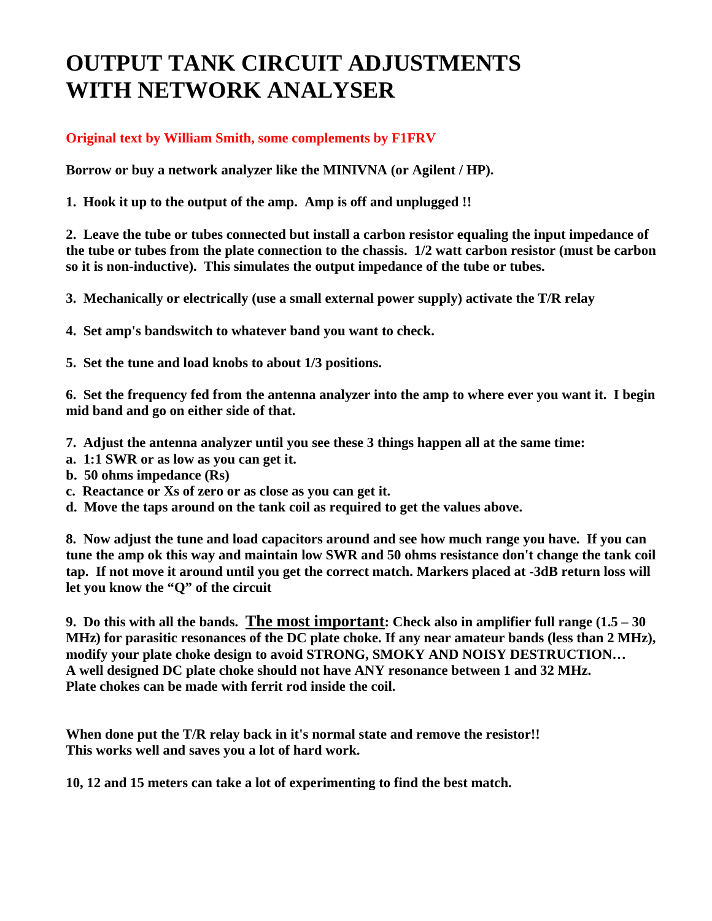# OUTPUT TANK CIRCUIT ADJUSTMENTS WITH NETWORK ANALYSER

**Original text by William Smith, some complements by F1FRV**

**Borrow or buy a network analyzer like the MINIVNA (or Agilent / HP).**

**1. Hook it up to the output of the amp. Amp is off and unplugged !!**

**2. Leave the tube or tubes connected but install a carbon resistor equaling the input impedance of the tube or tubes from the plate connection to the chassis. 1/2 watt carbon resistor (must be carbon so it is non-inductive). This simulates the output impedance of the tube or tubes.**

**3. Mechanically or electrically (use a small external power supply) activate the T/R relay**

**4. Set amp's bandswitch to whatever band you want to check.**

**5. Set the tune and load knobs to about 1/3 positions.**

**6. Set the frequency fed from the antenna analyzer into the amp to where ever you want it. I begin mid band and go on either side of that.**

**7. Adjust the antenna analyzer until you see these 3 things happen all at the same time:**
**a. 1:1 SWR or as low as you can get it.**
**b. 50 ohms impedance (Rs)**
**c. Reactance or Xs of zero or as close as you can get it.**
**d. Move the taps around on the tank coil as required to get the values above.**

**8. Now adjust the tune and load capacitors around and see how much range you have. If you can tune the amp ok this way and maintain low SWR and 50 ohms resistance don't change the tank coil tap. If not move it around until you get the correct match. Markers placed at -3dB return loss will let you know the "Q" of the circuit**

**9. Do this with all the bands. The most important: Check also in amplifier full range (1.5 – 30 MHz) for parasitic resonances of the DC plate choke. If any near amateur bands (less than 2 MHz), modify your plate choke design to avoid STRONG, SMOKY AND NOISY DESTRUCTION…**
**A well designed DC plate choke should not have ANY resonance between 1 and 32 MHz.**
**Plate chokes can be made with ferrit rod inside the coil.**

**When done put the T/R relay back in it's normal state and remove the resistor!!**
**This works well and saves you a lot of hard work.**

**10, 12 and 15 meters can take a lot of experimenting to find the best match.**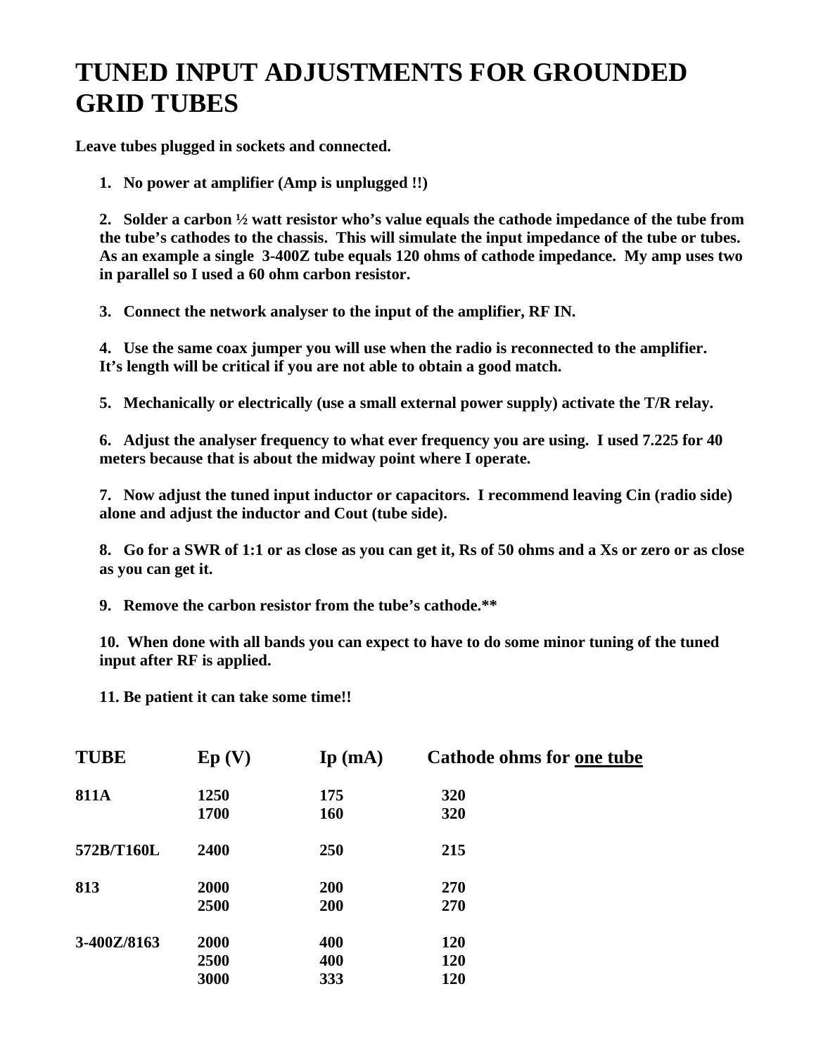# TUNED INPUT ADJUSTMENTS FOR GROUNDED GRID TUBES

**Leave tubes plugged in sockets and connected.**

1. **No power at amplifier (Amp is unplugged !!)**

2. **Solder a carbon ½ watt resistor who's value equals the cathode impedance of the tube from the tube's cathodes to the chassis. This will simulate the input impedance of the tube or tubes. As an example a single 3-400Z tube equals 120 ohms of cathode impedance. My amp uses two in parallel so I used a 60 ohm carbon resistor.**

3. **Connect the network analyser to the input of the amplifier, RF IN.**

4. **Use the same coax jumper you will use when the radio is reconnected to the amplifier. It's length will be critical if you are not able to obtain a good match.**

5. **Mechanically or electrically (use a small external power supply) activate the T/R relay.**

6. **Adjust the analyser frequency to what ever frequency you are using. I used 7.225 for 40 meters because that is about the midway point where I operate.**

7. **Now adjust the tuned input inductor or capacitors. I recommend leaving Cin (radio side) alone and adjust the inductor and Cout (tube side).**

8. **Go for a SWR of 1:1 or as close as you can get it, Rs of 50 ohms and a Xs or zero or as close as you can get it.**

9. **Remove the carbon resistor from the tube's cathode.****

10. **When done with all bands you can expect to have to do some minor tuning of the tuned input after RF is applied.**

11. **Be patient it can take some time!!**

| TUBE | Ep (V) | Ip (mA) | Cathode ohms for one tube |
|---|---|---|---|
| 811A | 1250 | 175 | 320 |
| | 1700 | 160 | 320 |
| 572B/T160L | 2400 | 250 | 215 |
| 813 | 2000 | 200 | 270 |
| | 2500 | 200 | 270 |
| 3-400Z/8163 | 2000 | 400 | 120 |
| | 2500 | 400 | 120 |
| | 3000 | 333 | 120 |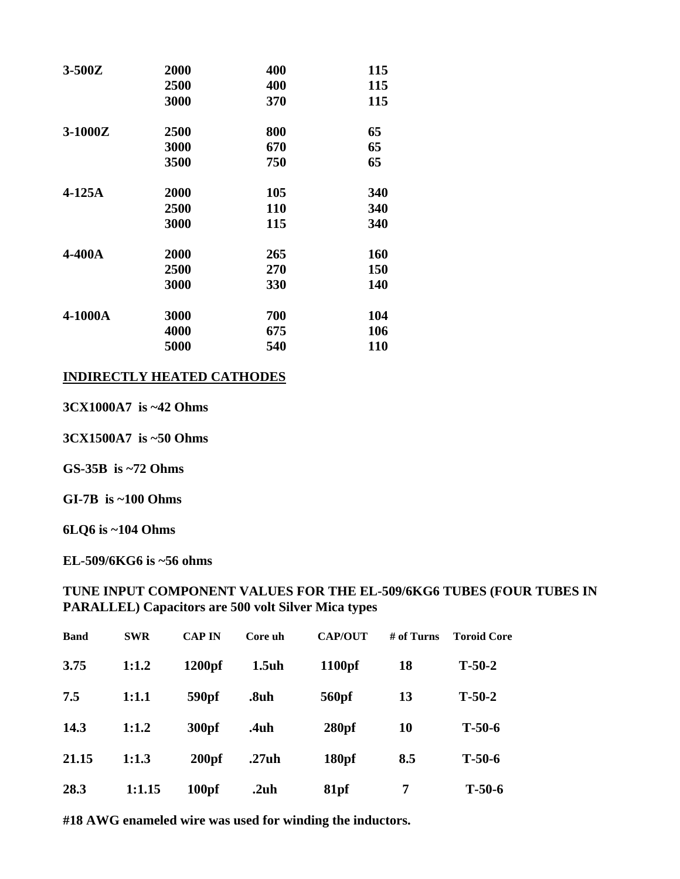| | | | |
|---|---|---|---|
| **3-500Z** | **2000** | **400** | **115** |
| | **2500** | **400** | **115** |
| | **3000** | **370** | **115** |
| **3-1000Z** | **2500** | **800** | **65** |
| | **3000** | **670** | **65** |
| | **3500** | **750** | **65** |
| **4-125A** | **2000** | **105** | **340** |
| | **2500** | **110** | **340** |
| | **3000** | **115** | **340** |
| **4-400A** | **2000** | **265** | **160** |
| | **2500** | **270** | **150** |
| | **3000** | **330** | **140** |
| **4-1000A** | **3000** | **700** | **104** |
| | **4000** | **675** | **106** |
| | **5000** | **540** | **110** |

**INDIRECTLY HEATED CATHODES**

**3CX1000A7 is ~42 Ohms**

**3CX1500A7 is ~50 Ohms**

**GS-35B is ~72 Ohms**

**GI-7B is ~100 Ohms**

**6LQ6 is ~104 Ohms**

**EL-509/6KG6 is ~56 ohms**

**TUNE INPUT COMPONENT VALUES FOR THE EL-509/6KG6 TUBES (FOUR TUBES IN PARALLEL) Capacitors are 500 volt Silver Mica types**

| Band | SWR | CAP IN | Core uh | CAP/OUT | # of Turns | Toroid Core |
|---|---|---|---|---|---|---|
| 3.75 | 1:1.2 | 1200pf | 1.5uh | 1100pf | 18 | T-50-2 |
| 7.5 | 1:1.1 | 590pf | .8uh | 560pf | 13 | T-50-2 |
| 14.3 | 1:1.2 | 300pf | .4uh | 280pf | 10 | T-50-6 |
| 21.15 | 1:1.3 | 200pf | .27uh | 180pf | 8.5 | T-50-6 |
| 28.3 | 1:1.15 | 100pf | .2uh | 81pf | 7 | T-50-6 |

**#18 AWG enameled wire was used for winding the inductors.**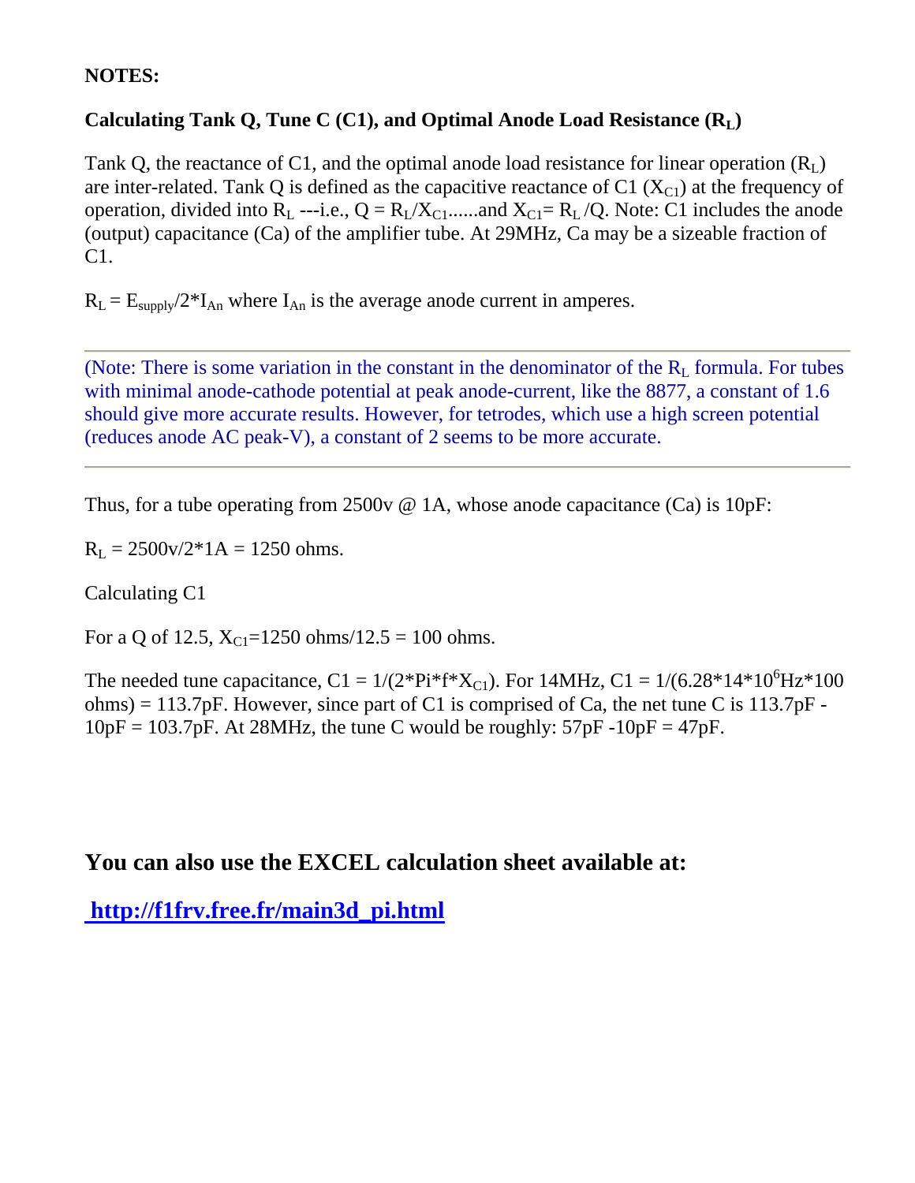**NOTES:**

### Calculating Tank Q, Tune C (C1), and Optimal Anode Load Resistance ($R_L$)

Tank Q, the reactance of C1, and the optimal anode load resistance for linear operation ($R_L$) are inter-related. Tank Q is defined as the capacitive reactance of C1 ($X_{C1}$) at the frequency of operation, divided into $R_L$ ---i.e., $Q = R_L/X_{C1}$......and $X_{C1} = R_L/Q$. Note: C1 includes the anode (output) capacitance (Ca) of the amplifier tube. At 29MHz, Ca may be a sizeable fraction of C1.

$R_L = E_{supply}/2*I_{An}$ where $I_{An}$ is the average anode current in amperes.

---

(Note: There is some variation in the constant in the denominator of the $R_L$ formula. For tubes with minimal anode-cathode potential at peak anode-current, like the 8877, a constant of 1.6 should give more accurate results. However, for tetrodes, which use a high screen potential (reduces anode AC peak-V), a constant of 2 seems to be more accurate.

---

Thus, for a tube operating from 2500v @ 1A, whose anode capacitance (Ca) is 10pF:

$R_L$ = 2500v/2*1A = 1250 ohms.

Calculating C1

For a Q of 12.5, $X_{C1}$=1250 ohms/12.5 = 100 ohms.

The needed tune capacitance, $C1 = 1/(2*Pi*f*X_{C1})$. For 14MHz, $C1 = 1/(6.28*14*10^6 Hz*100$ ohms) = 113.7pF. However, since part of C1 is comprised of Ca, the net tune C is 113.7pF - 10pF = 103.7pF. At 28MHz, the tune C would be roughly: 57pF -10pF = 47pF.

## You can also use the EXCEL calculation sheet available at:

**[http://f1frv.free.fr/main3d_pi.html](http://f1frv.free.fr/main3d_pi.html)**